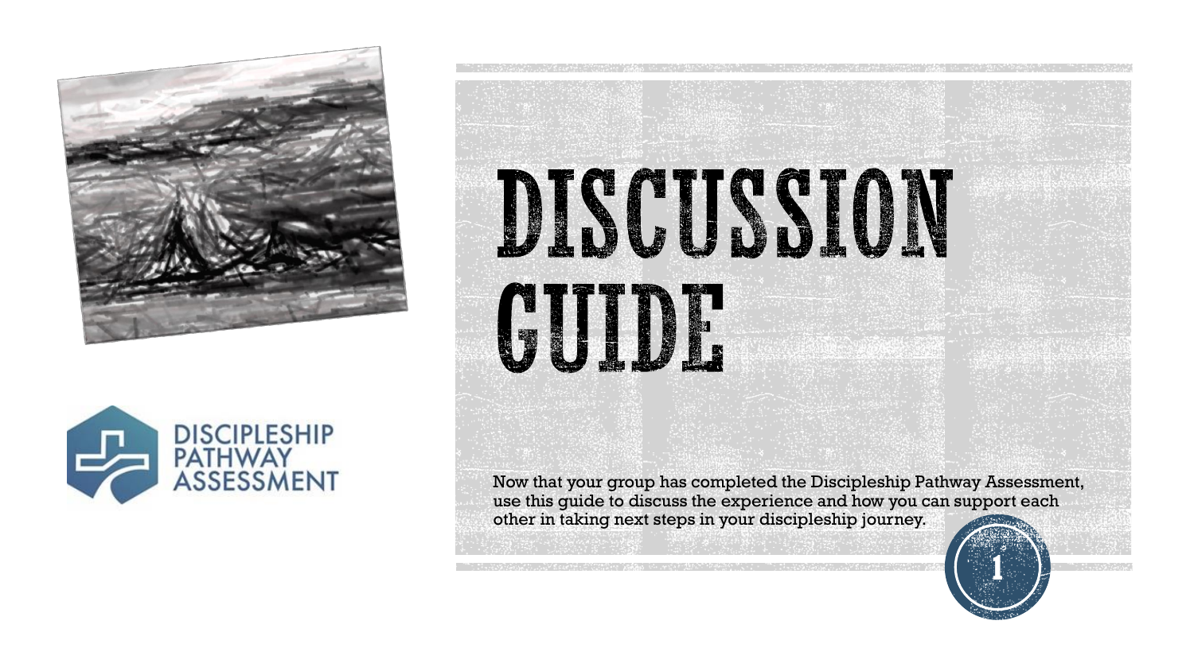DISCIPLESHIP
PATHWAY
ASSESSMENT

# DISCUSSION GUIDE

Now that your group has completed the Discipleship Pathway Assessment, use this guide to discuss the experience and how you can support each other in taking next steps in your discipleship journey.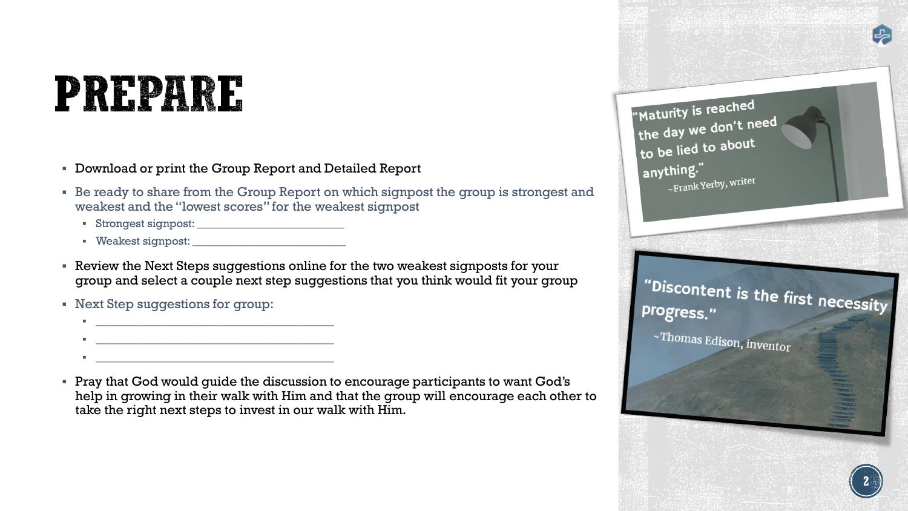# PREPARE

- Download or print the Group Report and Detailed Report
- Be ready to share from the Group Report on which signpost the group is strongest and weakest and the "lowest scores" for the weakest signpost
  - Strongest signpost: ________________________
  - Weakest signpost: ________________________
- Review the Next Steps suggestions online for the two weakest signposts for your group and select a couple next step suggestions that you think would fit your group
- Next Step suggestions for group:
  - ____________________________________
  - ____________________________________
  - ____________________________________
- Pray that God would guide the discussion to encourage participants to want God's help in growing in their walk with Him and that the group will encourage each other to take the right next steps to invest in our walk with Him.

"Maturity is reached the day we don't need to be lied to about anything."
~Frank Yerby, writer

"Discontent is the first necessity progress."
~Thomas Edison, inventor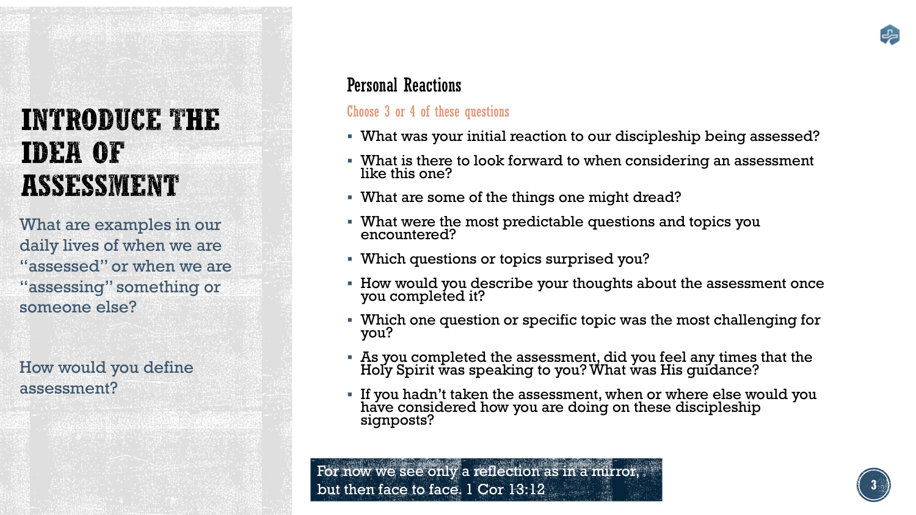# INTRODUCE THE IDEA OF ASSESSMENT

What are examples in our daily lives of when we are “assessed” or when we are “assessing” something or someone else?

How would you define assessment?

## Personal Reactions

Choose 3 or 4 of these questions

- What was your initial reaction to our discipleship being assessed?
- What is there to look forward to when considering an assessment like this one?
- What are some of the things one might dread?
- What were the most predictable questions and topics you encountered?
- Which questions or topics surprised you?
- How would you describe your thoughts about the assessment once you completed it?
- Which one question or specific topic was the most challenging for you?
- As you completed the assessment, did you feel any times that the Holy Spirit was speaking to you? What was His guidance?
- If you hadn’t taken the assessment, when or where else would you have considered how you are doing on these discipleship signposts?

For now we see only a reflection as in a mirror, but then face to face. 1 Cor 13:12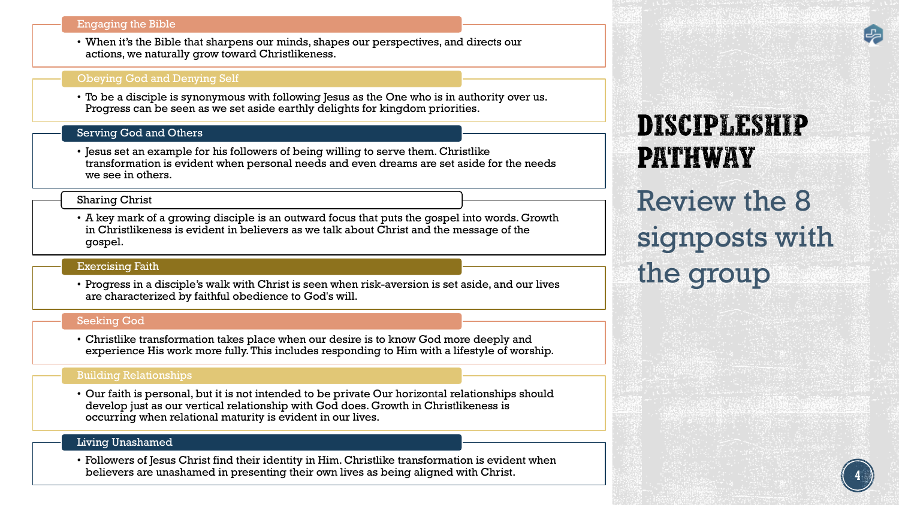# DISCIPLESHIP PATHWAY

## Review the 8 signposts with the group

### Engaging the Bible

- When it's the Bible that sharpens our minds, shapes our perspectives, and directs our actions, we naturally grow toward Christlikeness.

### Obeying God and Denying Self

- To be a disciple is synonymous with following Jesus as the One who is in authority over us. Progress can be seen as we set aside earthly delights for kingdom priorities.

### Serving God and Others

- Jesus set an example for his followers of being willing to serve them. Christlike transformation is evident when personal needs and even dreams are set aside for the needs we see in others.

### Sharing Christ

- A key mark of a growing disciple is an outward focus that puts the gospel into words. Growth in Christlikeness is evident in believers as we talk about Christ and the message of the gospel.

### Exercising Faith

- Progress in a disciple's walk with Christ is seen when risk-aversion is set aside, and our lives are characterized by faithful obedience to God's will.

### Seeking God

- Christlike transformation takes place when our desire is to know God more deeply and experience His work more fully. This includes responding to Him with a lifestyle of worship.

### Building Relationships

- Our faith is personal, but it is not intended to be private Our horizontal relationships should develop just as our vertical relationship with God does. Growth in Christlikeness is occurring when relational maturity is evident in our lives.

### Living Unashamed

- Followers of Jesus Christ find their identity in Him. Christlike transformation is evident when believers are unashamed in presenting their own lives as being aligned with Christ.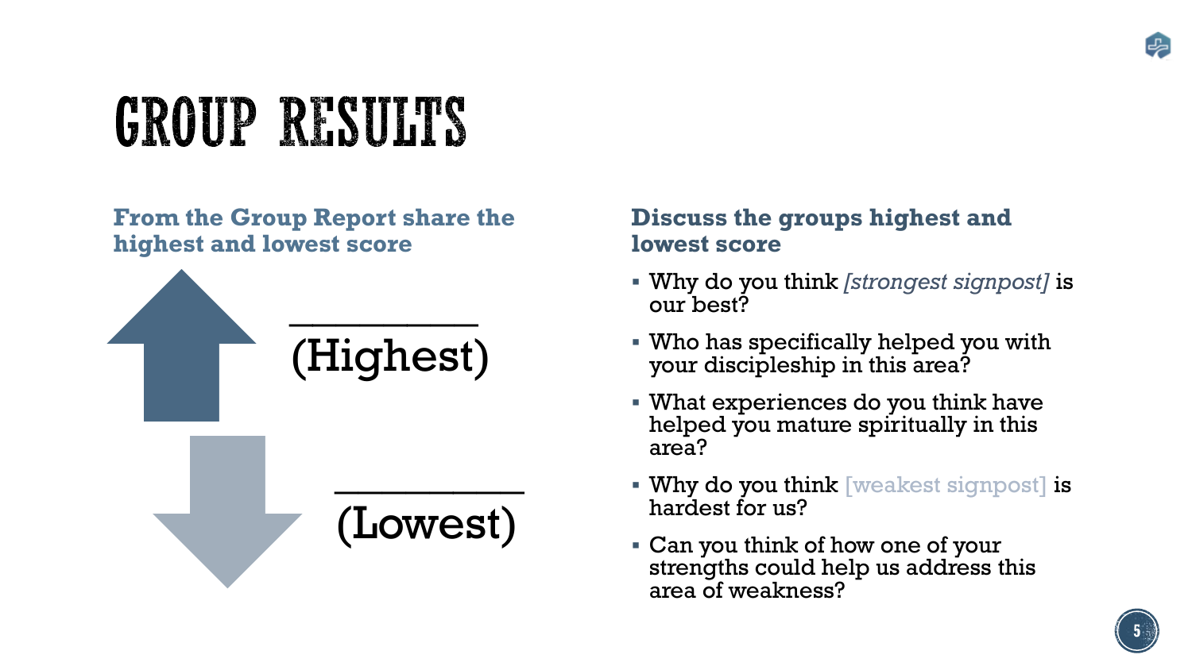# GROUP RESULTS

**From the Group Report share the highest and lowest score**

__________ (Highest)

__________ (Lowest)

**Discuss the groups highest and lowest score**

- Why do you think *[strongest signpost]* is our best?
- Who has specifically helped you with your discipleship in this area?
- What experiences do you think have helped you mature spiritually in this area?
- Why do you think [weakest signpost] is hardest for us?
- Can you think of how one of your strengths could help us address this area of weakness?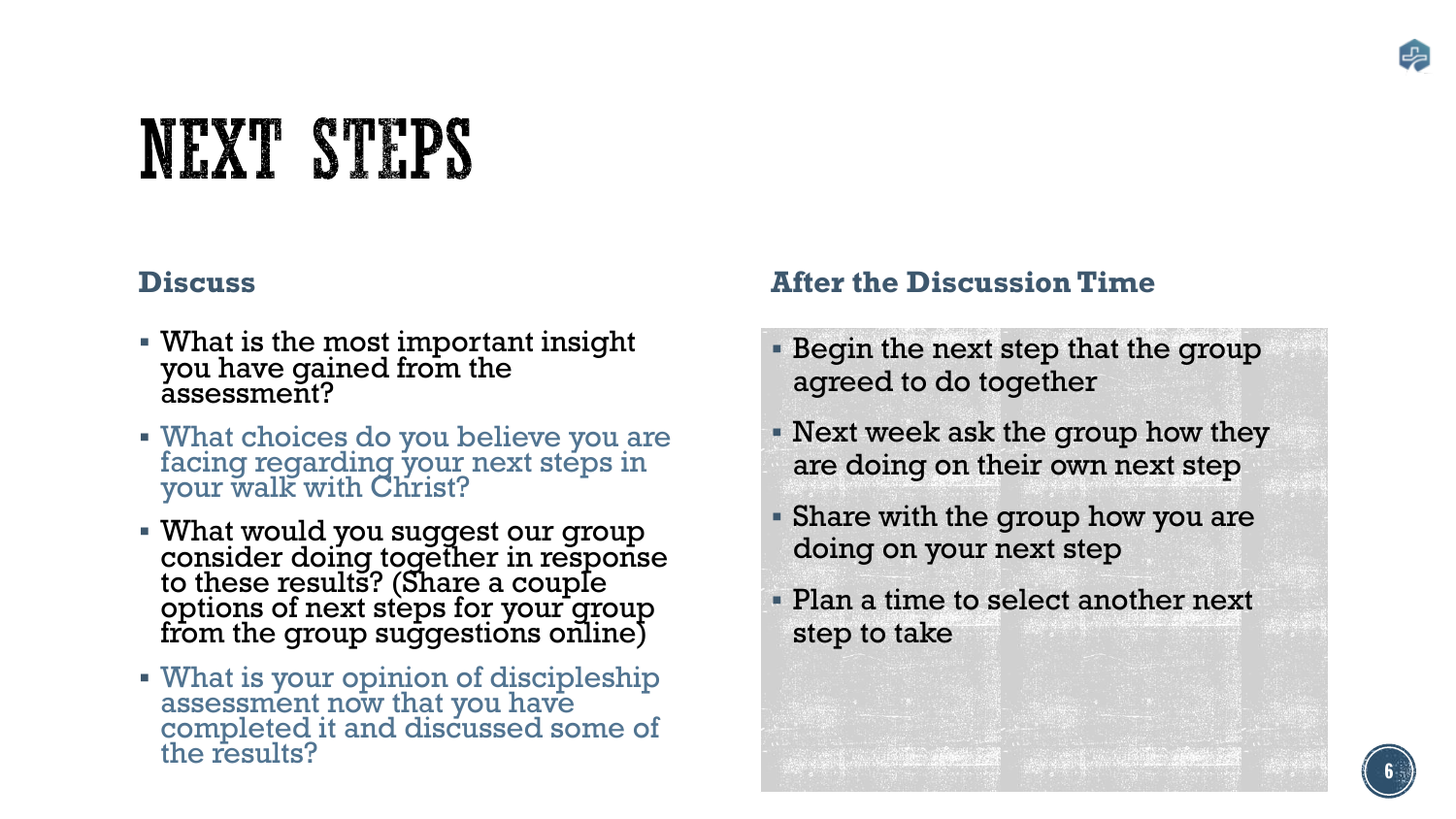# NEXT STEPS

### Discuss

- What is the most important insight you have gained from the assessment?
- What choices do you believe you are facing regarding your next steps in your walk with Christ?
- What would you suggest our group consider doing together in response to these results? (Share a couple options of next steps for your group from the group suggestions online)
- What is your opinion of discipleship assessment now that you have completed it and discussed some of the results?

### After the Discussion Time

- Begin the next step that the group agreed to do together
- Next week ask the group how they are doing on their own next step
- Share with the group how you are doing on your next step
- Plan a time to select another next step to take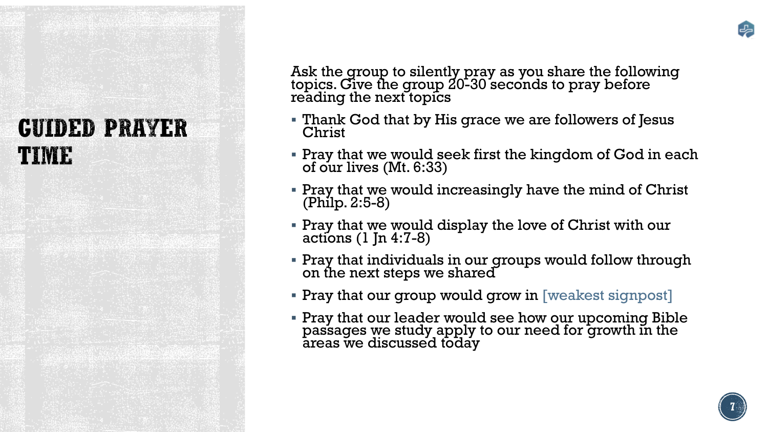# GUIDED PRAYER TIME

Ask the group to silently pray as you share the following topics. Give the group 20-30 seconds to pray before reading the next topics

- Thank God that by His grace we are followers of Jesus Christ
- Pray that we would seek first the kingdom of God in each of our lives (Mt. 6:33)
- Pray that we would increasingly have the mind of Christ (Philp. 2:5-8)
- Pray that we would display the love of Christ with our actions (1 Jn 4:7-8)
- Pray that individuals in our groups would follow through on the next steps we shared
- Pray that our group would grow in [weakest signpost]
- Pray that our leader would see how our upcoming Bible passages we study apply to our need for growth in the areas we discussed today